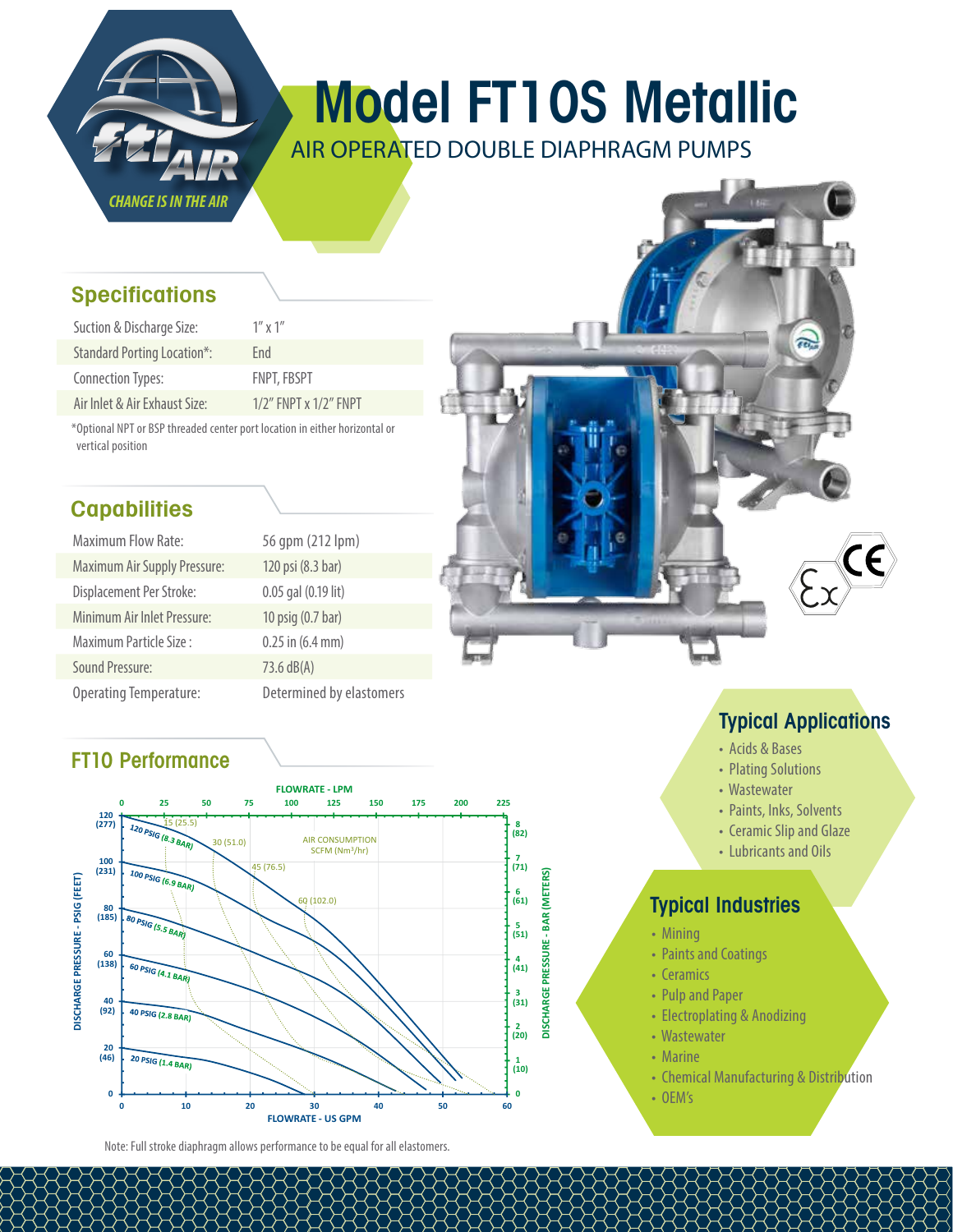# Model FT10S Metallic

AIR OPERATED DOUBLE DIAPHRAGM PUMPS

CHANGE IS IN THE AIR

## Specifications

| | |
|---|---|
| Suction & Discharge Size: | 1" x 1" |
| Standard Porting Location*: | End |
| Connection Types: | FNPT, FBSPT |
| Air Inlet & Air Exhaust Size: | 1/2" FNPT x 1/2" FNPT |

*Optional NPT or BSP threaded center port location in either horizontal or vertical position

## Capabilities

| | |
|---|---|
| Maximum Flow Rate: | 56 gpm (212 lpm) |
| Maximum Air Supply Pressure: | 120 psi (8.3 bar) |
| Displacement Per Stroke: | 0.05 gal (0.19 lit) |
| Minimum Air Inlet Pressure: | 10 psig (0.7 bar) |
| Maximum Particle Size : | 0.25 in (6.4 mm) |
| Sound Pressure: | 73.6 dB(A) |
| Operating Temperature: | Determined by elastomers |

## FT10 Performance

FLOWRATE - LPM: 0, 25, 50, 75, 100, 125, 150, 175, 200, 225

DISCHARGE PRESSURE - PSIG (FEET): 0, 20 (46), 40 (92), 60 (138), 80 (185), 100 (231), 120 (277)

DISCHARGE PRESSURE - BAR (METERS): 0, 1 (10), 2 (20), 3 (31), 4 (41), 5 (51), 6 (61), 7 (71), 8 (82)

FLOWRATE - US GPM: 0, 10, 20, 30, 40, 50, 60

Curves: 120 PSIG (8.3 BAR), 100 PSIG (6.9 BAR), 80 PSIG (5.5 BAR), 60 PSIG (4.1 BAR), 40 PSIG (2.8 BAR), 20 PSIG (1.4 BAR)

AIR CONSUMPTION SCFM (Nm³/hr): 15 (25.5), 30 (51.0), 45 (76.5), 60 (102.0)

Note: Full stroke diaphragm allows performance to be equal for all elastomers.

## Typical Applications

- Acids & Bases
- Plating Solutions
- Wastewater
- Paints, Inks, Solvents
- Ceramic Slip and Glaze
- Lubricants and Oils

## Typical Industries

- Mining
- Paints and Coatings
- Ceramics
- Pulp and Paper
- Electroplating & Anodizing
- Wastewater
- Marine
- Chemical Manufacturing & Distribution
- OEM's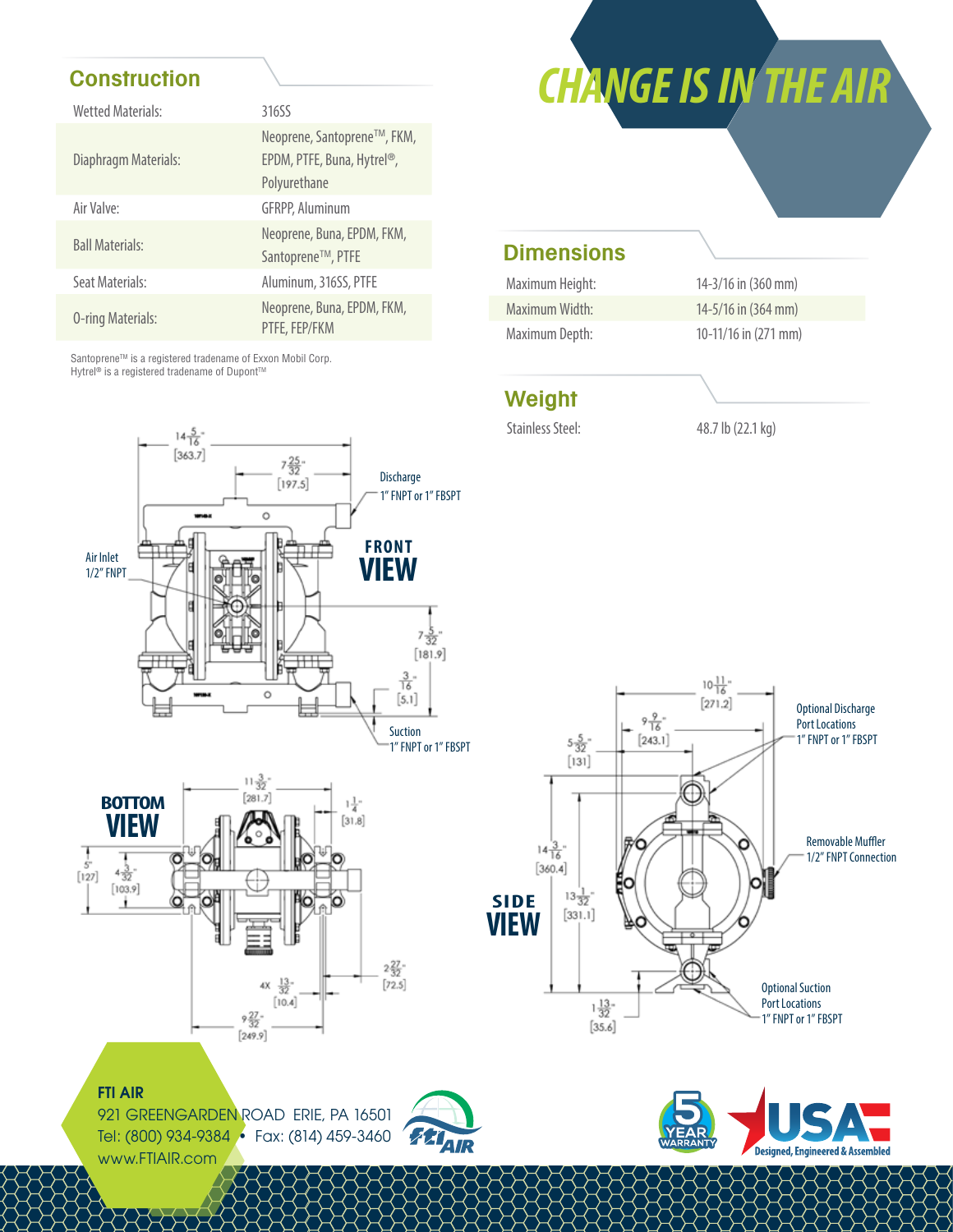## Construction

| | |
|---|---|
| Wetted Materials: | 316SS |
| Diaphragm Materials: | Neoprene, Santoprene™, FKM, EPDM, PTFE, Buna, Hytrel®, Polyurethane |
| Air Valve: | GFRPP, Aluminum |
| Ball Materials: | Neoprene, Buna, EPDM, FKM, Santoprene™, PTFE |
| Seat Materials: | Aluminum, 316SS, PTFE |
| O-ring Materials: | Neoprene, Buna, EPDM, FKM, PTFE, FEP/FKM |

Santoprene™ is a registered tradename of Exxon Mobil Corp.
Hytrel® is a registered tradename of Dupont™

# CHANGE IS IN THE AIR

## Dimensions

| | |
|---|---|
| Maximum Height: | 14-3/16 in (360 mm) |
| Maximum Width: | 14-5/16 in (364 mm) |
| Maximum Depth: | 10-11/16 in (271 mm) |

## Weight

| | |
|---|---|
| Stainless Steel: | 48.7 lb (22.1 kg) |

**FRONT VIEW**

14 5/16" [363.7]
7 25/32" [197.5]
Discharge 1" FNPT or 1" FBSPT
Air Inlet 1/2" FNPT
7 5/32" [181.9]
3/16" [5.1]
Suction 1" FNPT or 1" FBSPT

**BOTTOM VIEW**

11 3/32" [281.7]
1 1/4" [31.8]
5" [127]
4 3/32" [103.9]
2 27/32" [72.5]
4X 13/32" [10.4]
9 27/32" [249.9]

**SIDE VIEW**

10 11/16" [271.2]
9 9/16" [243.1]
5 5/32" [131]
Optional Discharge Port Locations 1" FNPT or 1" FBSPT
14 3/16" [360.4]
13 1/32" [331.1]
Removable Muffler 1/2" FNPT Connection
Optional Suction Port Locations 1" FNPT or 1" FBSPT
1 13/32" [35.6]

**FTI AIR**
921 GREENGARDEN ROAD ERIE, PA 16501
Tel: (800) 934-9384 • Fax: (814) 459-3460
www.FTIAIR.com

5 YEAR WARRANTY
USA Designed, Engineered & Assembled